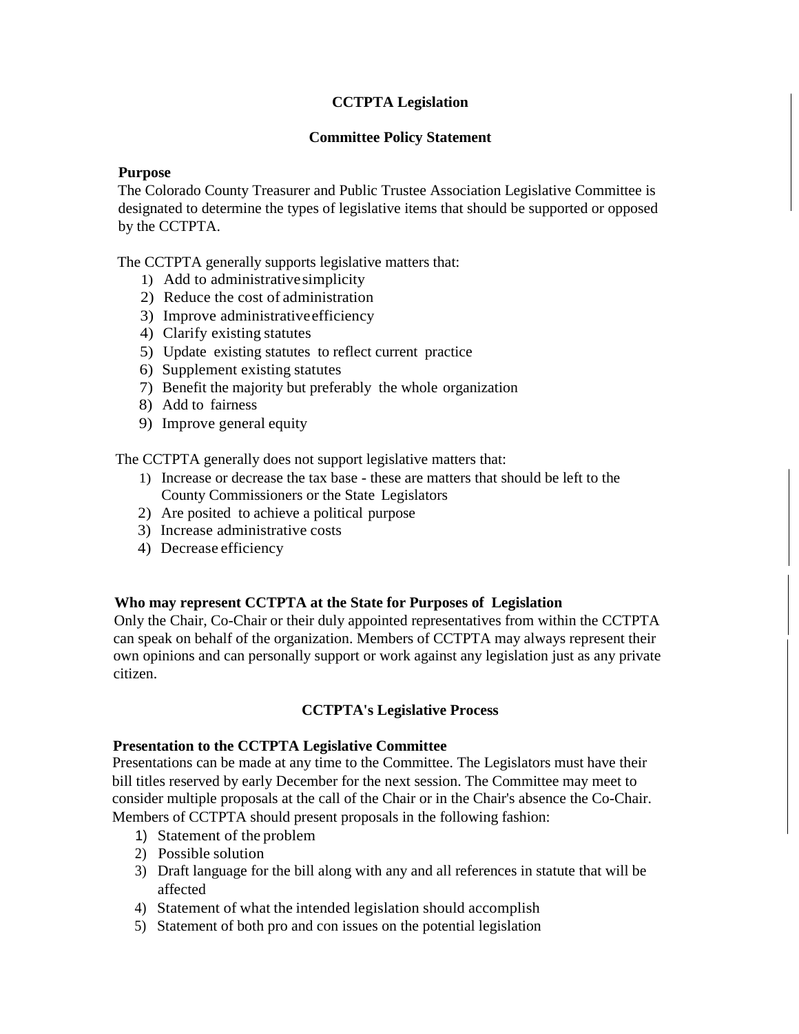# CCTPTA Legislation

## Committee Policy Statement

**Purpose**

The Colorado County Treasurer and Public Trustee Association Legislative Committee is designated to determine the types of legislative items that should be supported or opposed by the CCTPTA.

The CCTPTA generally supports legislative matters that:

1) Add to administrative simplicity
2) Reduce the cost of administration
3) Improve administrative efficiency
4) Clarify existing statutes
5) Update existing statutes to reflect current practice
6) Supplement existing statutes
7) Benefit the majority but preferably the whole organization
8) Add to fairness
9) Improve general equity

The CCTPTA generally does not support legislative matters that:

1) Increase or decrease the tax base - these are matters that should be left to the County Commissioners or the State Legislators
2) Are posited to achieve a political purpose
3) Increase administrative costs
4) Decrease efficiency

**Who may represent CCTPTA at the State for Purposes of Legislation**

Only the Chair, Co-Chair or their duly appointed representatives from within the CCTPTA can speak on behalf of the organization. Members of CCTPTA may always represent their own opinions and can personally support or work against any legislation just as any private citizen.

## CCTPTA's Legislative Process

**Presentation to the CCTPTA Legislative Committee**

Presentations can be made at any time to the Committee. The Legislators must have their bill titles reserved by early December for the next session. The Committee may meet to consider multiple proposals at the call of the Chair or in the Chair's absence the Co-Chair. Members of CCTPTA should present proposals in the following fashion:

1) Statement of the problem
2) Possible solution
3) Draft language for the bill along with any and all references in statute that will be affected
4) Statement of what the intended legislation should accomplish
5) Statement of both pro and con issues on the potential legislation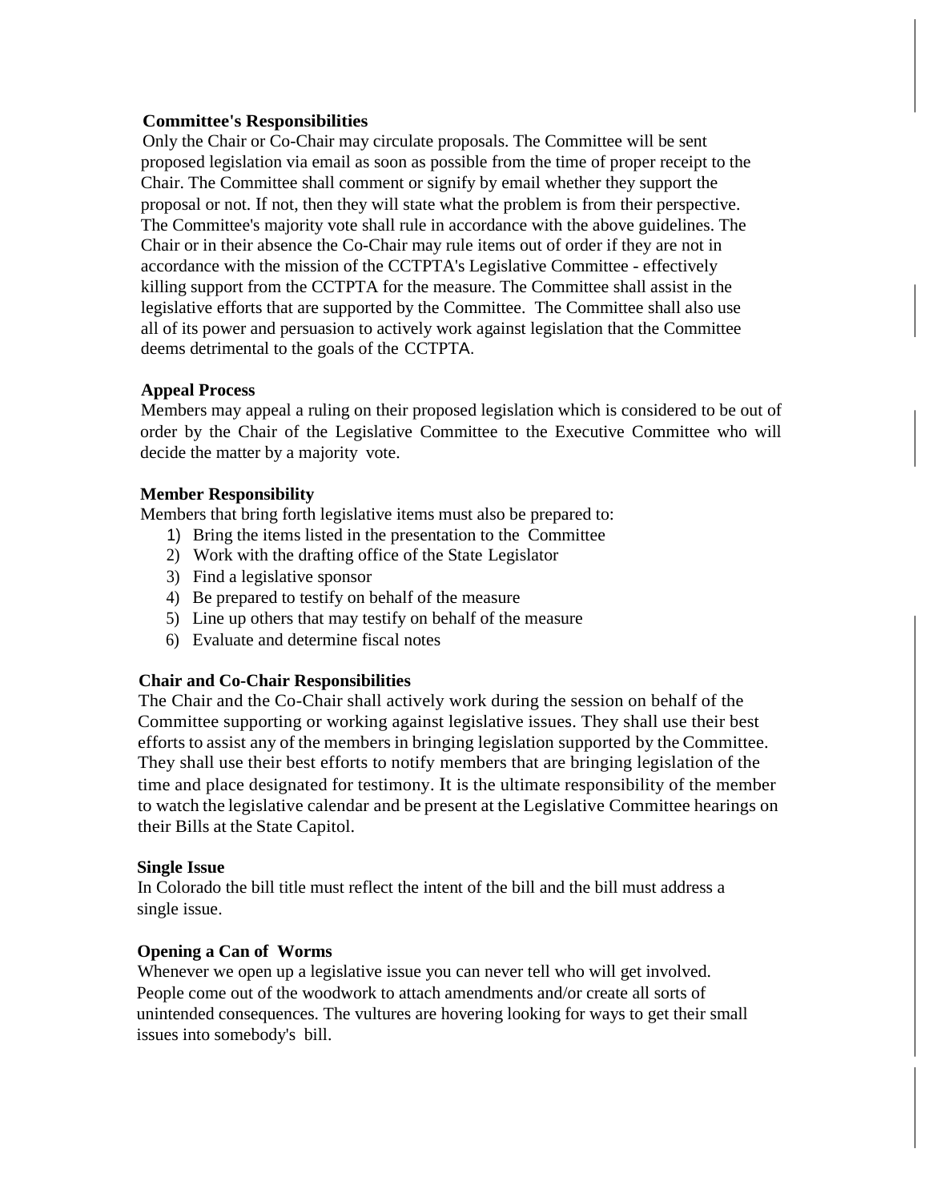**Committee's Responsibilities**

Only the Chair or Co-Chair may circulate proposals. The Committee will be sent proposed legislation via email as soon as possible from the time of proper receipt to the Chair. The Committee shall comment or signify by email whether they support the proposal or not. If not, then they will state what the problem is from their perspective. The Committee's majority vote shall rule in accordance with the above guidelines. The Chair or in their absence the Co-Chair may rule items out of order if they are not in accordance with the mission of the CCTPTA's Legislative Committee - effectively killing support from the CCTPTA for the measure. The Committee shall assist in the legislative efforts that are supported by the Committee. The Committee shall also use all of its power and persuasion to actively work against legislation that the Committee deems detrimental to the goals of the CCTPTA.

**Appeal Process**

Members may appeal a ruling on their proposed legislation which is considered to be out of order by the Chair of the Legislative Committee to the Executive Committee who will decide the matter by a majority vote.

**Member Responsibility**

Members that bring forth legislative items must also be prepared to:

1) Bring the items listed in the presentation to the Committee
2) Work with the drafting office of the State Legislator
3) Find a legislative sponsor
4) Be prepared to testify on behalf of the measure
5) Line up others that may testify on behalf of the measure
6) Evaluate and determine fiscal notes

**Chair and Co-Chair Responsibilities**

The Chair and the Co-Chair shall actively work during the session on behalf of the Committee supporting or working against legislative issues. They shall use their best efforts to assist any of the members in bringing legislation supported by the Committee. They shall use their best efforts to notify members that are bringing legislation of the time and place designated for testimony. It is the ultimate responsibility of the member to watch the legislative calendar and be present at the Legislative Committee hearings on their Bills at the State Capitol.

**Single Issue**

In Colorado the bill title must reflect the intent of the bill and the bill must address a single issue.

**Opening a Can of Worms**

Whenever we open up a legislative issue you can never tell who will get involved. People come out of the woodwork to attach amendments and/or create all sorts of unintended consequences. The vultures are hovering looking for ways to get their small issues into somebody's bill.